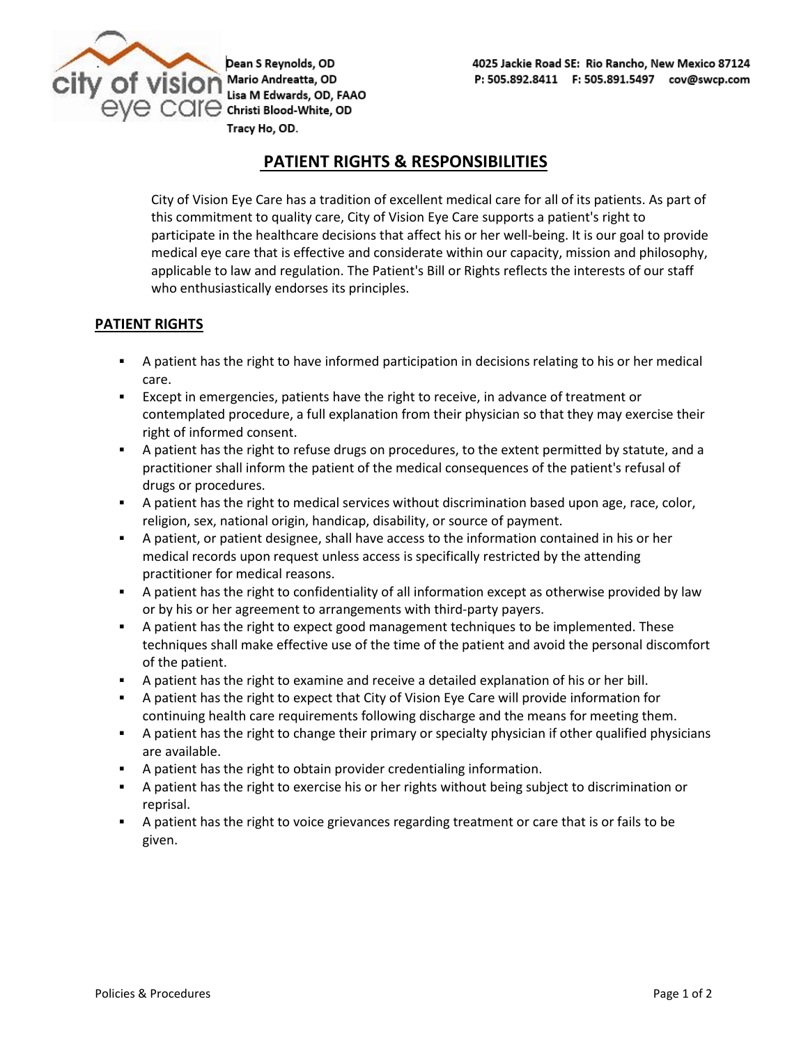city of vision eye care

**Dean S Reynolds, OD**
**Mario Andreatta, OD**
**Lisa M Edwards, OD, FAAO**
**Christi Blood-White, OD**
**Tracy Ho, OD.**

**4025 Jackie Road SE: Rio Rancho, New Mexico 87124**
**P: 505.892.8411 F: 505.891.5497 cov@swcp.com**

# PATIENT RIGHTS & RESPONSIBILITIES

City of Vision Eye Care has a tradition of excellent medical care for all of its patients. As part of this commitment to quality care, City of Vision Eye Care supports a patient's right to participate in the healthcare decisions that affect his or her well-being. It is our goal to provide medical eye care that is effective and considerate within our capacity, mission and philosophy, applicable to law and regulation. The Patient's Bill or Rights reflects the interests of our staff who enthusiastically endorses its principles.

## PATIENT RIGHTS

- A patient has the right to have informed participation in decisions relating to his or her medical care.
- Except in emergencies, patients have the right to receive, in advance of treatment or contemplated procedure, a full explanation from their physician so that they may exercise their right of informed consent.
- A patient has the right to refuse drugs on procedures, to the extent permitted by statute, and a practitioner shall inform the patient of the medical consequences of the patient's refusal of drugs or procedures.
- A patient has the right to medical services without discrimination based upon age, race, color, religion, sex, national origin, handicap, disability, or source of payment.
- A patient, or patient designee, shall have access to the information contained in his or her medical records upon request unless access is specifically restricted by the attending practitioner for medical reasons.
- A patient has the right to confidentiality of all information except as otherwise provided by law or by his or her agreement to arrangements with third-party payers.
- A patient has the right to expect good management techniques to be implemented. These techniques shall make effective use of the time of the patient and avoid the personal discomfort of the patient.
- A patient has the right to examine and receive a detailed explanation of his or her bill.
- A patient has the right to expect that City of Vision Eye Care will provide information for continuing health care requirements following discharge and the means for meeting them.
- A patient has the right to change their primary or specialty physician if other qualified physicians are available.
- A patient has the right to obtain provider credentialing information.
- A patient has the right to exercise his or her rights without being subject to discrimination or reprisal.
- A patient has the right to voice grievances regarding treatment or care that is or fails to be given.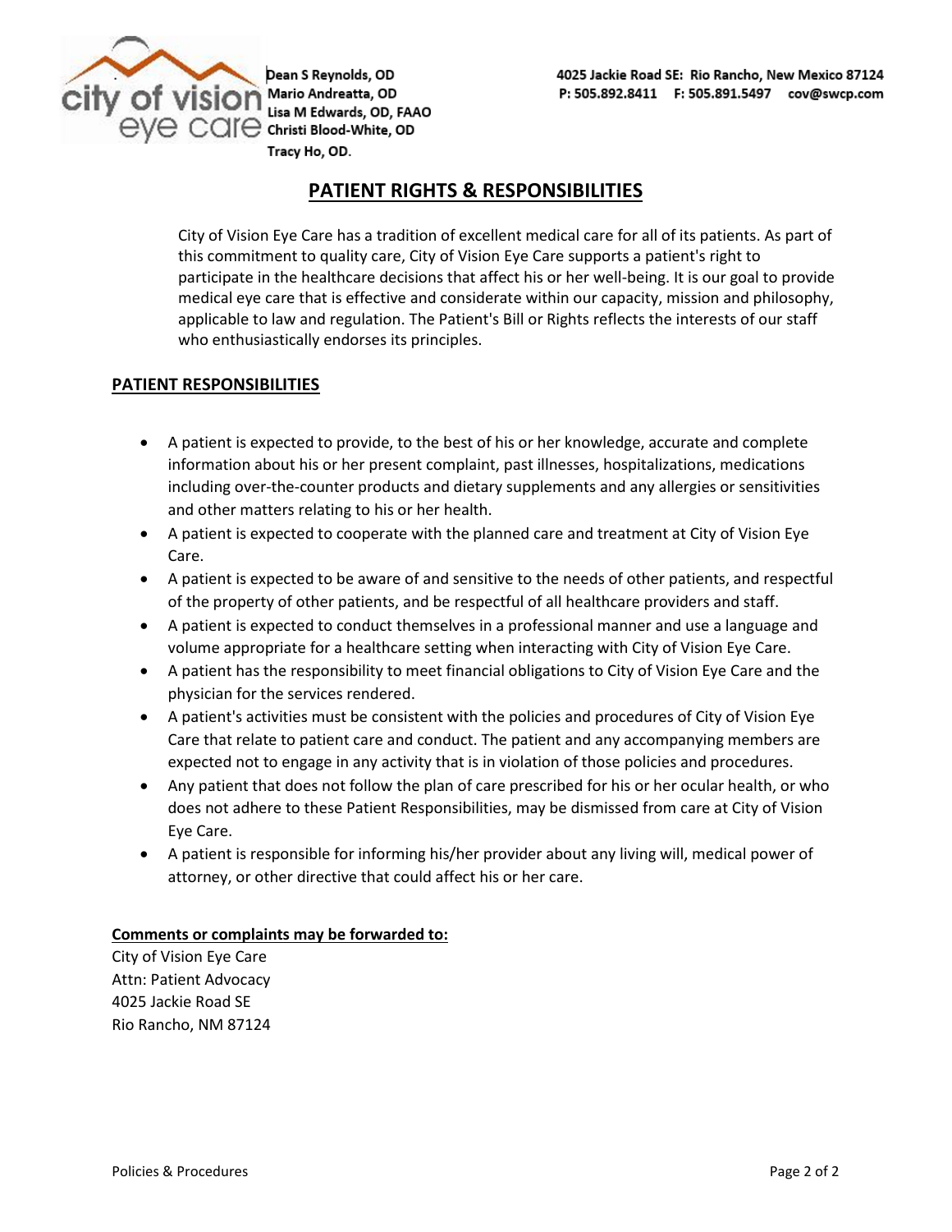Dean S Reynolds, OD
Mario Andreatta, OD
Lisa M Edwards, OD, FAAO
Christi Blood-White, OD
Tracy Ho, OD.

4025 Jackie Road SE: Rio Rancho, New Mexico 87124
P: 505.892.8411 F: 505.891.5497 cov@swcp.com

# PATIENT RIGHTS & RESPONSIBILITIES

City of Vision Eye Care has a tradition of excellent medical care for all of its patients. As part of this commitment to quality care, City of Vision Eye Care supports a patient's right to participate in the healthcare decisions that affect his or her well-being. It is our goal to provide medical eye care that is effective and considerate within our capacity, mission and philosophy, applicable to law and regulation. The Patient's Bill or Rights reflects the interests of our staff who enthusiastically endorses its principles.

## PATIENT RESPONSIBILITIES

- A patient is expected to provide, to the best of his or her knowledge, accurate and complete information about his or her present complaint, past illnesses, hospitalizations, medications including over-the-counter products and dietary supplements and any allergies or sensitivities and other matters relating to his or her health.
- A patient is expected to cooperate with the planned care and treatment at City of Vision Eye Care.
- A patient is expected to be aware of and sensitive to the needs of other patients, and respectful of the property of other patients, and be respectful of all healthcare providers and staff.
- A patient is expected to conduct themselves in a professional manner and use a language and volume appropriate for a healthcare setting when interacting with City of Vision Eye Care.
- A patient has the responsibility to meet financial obligations to City of Vision Eye Care and the physician for the services rendered.
- A patient's activities must be consistent with the policies and procedures of City of Vision Eye Care that relate to patient care and conduct. The patient and any accompanying members are expected not to engage in any activity that is in violation of those policies and procedures.
- Any patient that does not follow the plan of care prescribed for his or her ocular health, or who does not adhere to these Patient Responsibilities, may be dismissed from care at City of Vision Eye Care.
- A patient is responsible for informing his/her provider about any living will, medical power of attorney, or other directive that could affect his or her care.

**Comments or complaints may be forwarded to:**

City of Vision Eye Care
Attn: Patient Advocacy
4025 Jackie Road SE
Rio Rancho, NM 87124

Policies & Procedures